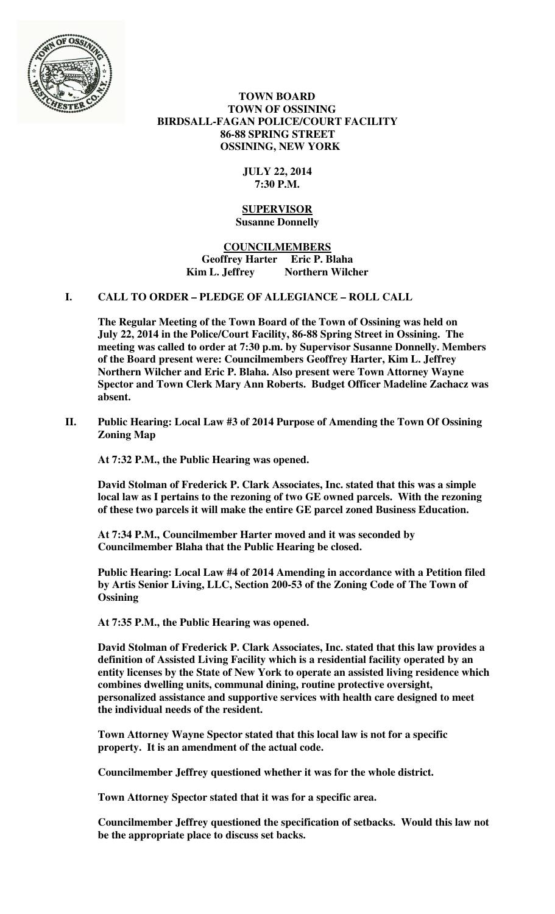**TOWN BOARD**
**TOWN OF OSSINING**
**BIRDSALL-FAGAN POLICE/COURT FACILITY**
**86-88 SPRING STREET**
**OSSINING, NEW YORK**

**JULY 22, 2014**
**7:30 P.M.**

**SUPERVISOR**
**Susanne Donnelly**

**COUNCILMEMBERS**
**Geoffrey Harter Eric P. Blaha**
**Kim L. Jeffrey Northern Wilcher**

## I. CALL TO ORDER – PLEDGE OF ALLEGIANCE – ROLL CALL

**The Regular Meeting of the Town Board of the Town of Ossining was held on July 22, 2014 in the Police/Court Facility, 86-88 Spring Street in Ossining. The meeting was called to order at 7:30 p.m. by Supervisor Susanne Donnelly. Members of the Board present were: Councilmembers Geoffrey Harter, Kim L. Jeffrey Northern Wilcher and Eric P. Blaha. Also present were Town Attorney Wayne Spector and Town Clerk Mary Ann Roberts. Budget Officer Madeline Zachacz was absent.**

## II. Public Hearing: Local Law #3 of 2014 Purpose of Amending the Town Of Ossining Zoning Map

**At 7:32 P.M., the Public Hearing was opened.**

**David Stolman of Frederick P. Clark Associates, Inc. stated that this was a simple local law as I pertains to the rezoning of two GE owned parcels. With the rezoning of these two parcels it will make the entire GE parcel zoned Business Education.**

**At 7:34 P.M., Councilmember Harter moved and it was seconded by Councilmember Blaha that the Public Hearing be closed.**

**Public Hearing: Local Law #4 of 2014 Amending in accordance with a Petition filed by Artis Senior Living, LLC, Section 200-53 of the Zoning Code of The Town of Ossining**

**At 7:35 P.M., the Public Hearing was opened.**

**David Stolman of Frederick P. Clark Associates, Inc. stated that this law provides a definition of Assisted Living Facility which is a residential facility operated by an entity licenses by the State of New York to operate an assisted living residence which combines dwelling units, communal dining, routine protective oversight, personalized assistance and supportive services with health care designed to meet the individual needs of the resident.**

**Town Attorney Wayne Spector stated that this local law is not for a specific property. It is an amendment of the actual code.**

**Councilmember Jeffrey questioned whether it was for the whole district.**

**Town Attorney Spector stated that it was for a specific area.**

**Councilmember Jeffrey questioned the specification of setbacks. Would this law not be the appropriate place to discuss set backs.**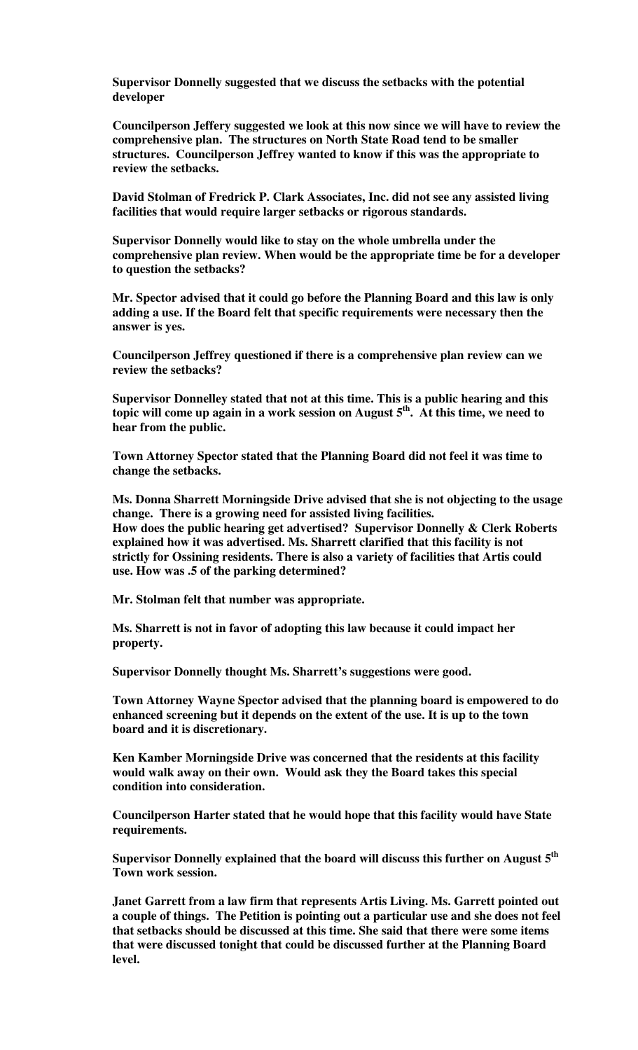**Supervisor Donnelly suggested that we discuss the setbacks with the potential developer**

**Councilperson Jeffery suggested we look at this now since we will have to review the comprehensive plan. The structures on North State Road tend to be smaller structures. Councilperson Jeffrey wanted to know if this was the appropriate to review the setbacks.**

**David Stolman of Fredrick P. Clark Associates, Inc. did not see any assisted living facilities that would require larger setbacks or rigorous standards.**

**Supervisor Donnelly would like to stay on the whole umbrella under the comprehensive plan review. When would be the appropriate time be for a developer to question the setbacks?**

**Mr. Spector advised that it could go before the Planning Board and this law is only adding a use. If the Board felt that specific requirements were necessary then the answer is yes.**

**Councilperson Jeffrey questioned if there is a comprehensive plan review can we review the setbacks?**

**Supervisor Donnelley stated that not at this time. This is a public hearing and this topic will come up again in a work session on August 5th. At this time, we need to hear from the public.**

**Town Attorney Spector stated that the Planning Board did not feel it was time to change the setbacks.**

**Ms. Donna Sharrett Morningside Drive advised that she is not objecting to the usage change. There is a growing need for assisted living facilities.**
**How does the public hearing get advertised? Supervisor Donnelly & Clerk Roberts explained how it was advertised. Ms. Sharrett clarified that this facility is not strictly for Ossining residents. There is also a variety of facilities that Artis could use. How was .5 of the parking determined?**

**Mr. Stolman felt that number was appropriate.**

**Ms. Sharrett is not in favor of adopting this law because it could impact her property.**

**Supervisor Donnelly thought Ms. Sharrett's suggestions were good.**

**Town Attorney Wayne Spector advised that the planning board is empowered to do enhanced screening but it depends on the extent of the use. It is up to the town board and it is discretionary.**

**Ken Kamber Morningside Drive was concerned that the residents at this facility would walk away on their own. Would ask they the Board takes this special condition into consideration.**

**Councilperson Harter stated that he would hope that this facility would have State requirements.**

**Supervisor Donnelly explained that the board will discuss this further on August 5th Town work session.**

**Janet Garrett from a law firm that represents Artis Living. Ms. Garrett pointed out a couple of things. The Petition is pointing out a particular use and she does not feel that setbacks should be discussed at this time. She said that there were some items that were discussed tonight that could be discussed further at the Planning Board level.**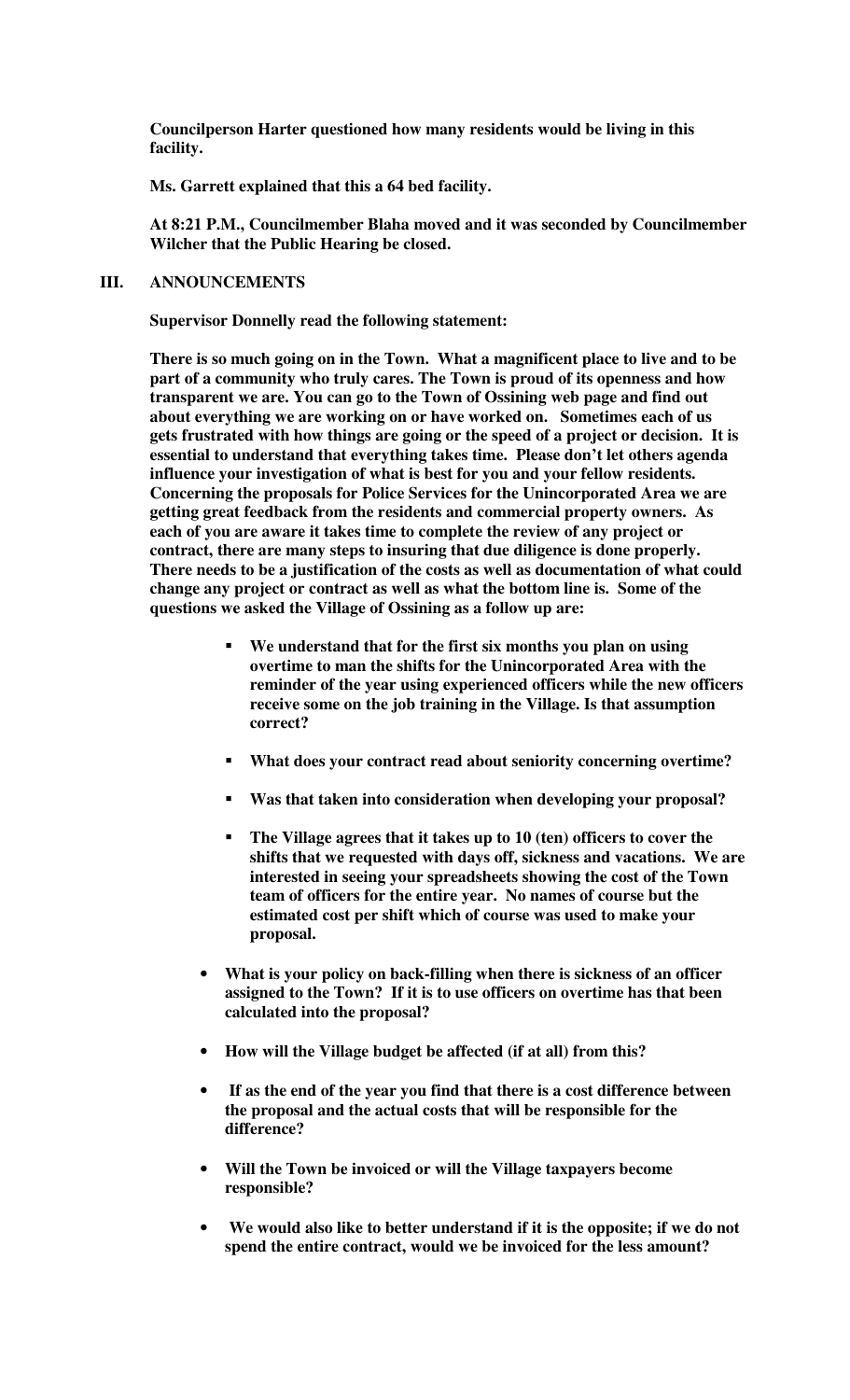**Councilperson Harter questioned how many residents would be living in this facility.**

**Ms. Garrett explained that this a 64 bed facility.**

**At 8:21 P.M., Councilmember Blaha moved and it was seconded by Councilmember Wilcher that the Public Hearing be closed.**

## III. ANNOUNCEMENTS

**Supervisor Donnelly read the following statement:**

**There is so much going on in the Town. What a magnificent place to live and to be part of a community who truly cares. The Town is proud of its openness and how transparent we are. You can go to the Town of Ossining web page and find out about everything we are working on or have worked on. Sometimes each of us gets frustrated with how things are going or the speed of a project or decision. It is essential to understand that everything takes time. Please don't let others agenda influence your investigation of what is best for you and your fellow residents. Concerning the proposals for Police Services for the Unincorporated Area we are getting great feedback from the residents and commercial property owners. As each of you are aware it takes time to complete the review of any project or contract, there are many steps to insuring that due diligence is done properly. There needs to be a justification of the costs as well as documentation of what could change any project or contract as well as what the bottom line is. Some of the questions we asked the Village of Ossining as a follow up are:**

- **We understand that for the first six months you plan on using overtime to man the shifts for the Unincorporated Area with the reminder of the year using experienced officers while the new officers receive some on the job training in the Village. Is that assumption correct?**
- **What does your contract read about seniority concerning overtime?**
- **Was that taken into consideration when developing your proposal?**
- **The Village agrees that it takes up to 10 (ten) officers to cover the shifts that we requested with days off, sickness and vacations. We are interested in seeing your spreadsheets showing the cost of the Town team of officers for the entire year. No names of course but the estimated cost per shift which of course was used to make your proposal.**

- **What is your policy on back-filling when there is sickness of an officer assigned to the Town? If it is to use officers on overtime has that been calculated into the proposal?**
- **How will the Village budget be affected (if at all) from this?**
- **If as the end of the year you find that there is a cost difference between the proposal and the actual costs that will be responsible for the difference?**
- **Will the Town be invoiced or will the Village taxpayers become responsible?**
- **We would also like to better understand if it is the opposite; if we do not spend the entire contract, would we be invoiced for the less amount?**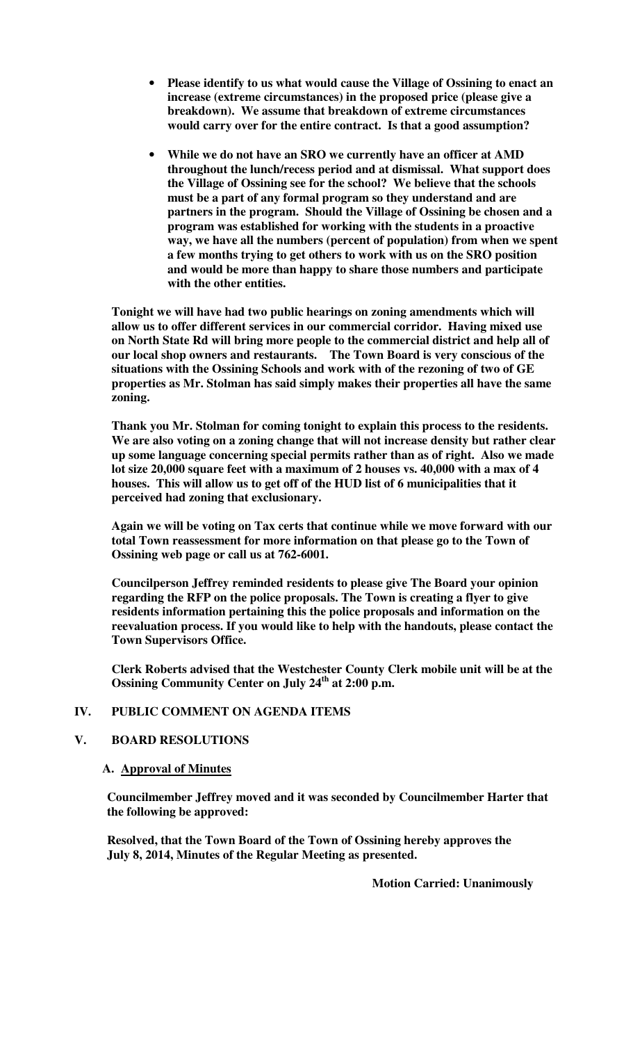- **Please identify to us what would cause the Village of Ossining to enact an increase (extreme circumstances) in the proposed price (please give a breakdown). We assume that breakdown of extreme circumstances would carry over for the entire contract. Is that a good assumption?**

- **While we do not have an SRO we currently have an officer at AMD throughout the lunch/recess period and at dismissal. What support does the Village of Ossining see for the school? We believe that the schools must be a part of any formal program so they understand and are partners in the program. Should the Village of Ossining be chosen and a program was established for working with the students in a proactive way, we have all the numbers (percent of population) from when we spent a few months trying to get others to work with us on the SRO position and would be more than happy to share those numbers and participate with the other entities.**

**Tonight we will have had two public hearings on zoning amendments which will allow us to offer different services in our commercial corridor. Having mixed use on North State Rd will bring more people to the commercial district and help all of our local shop owners and restaurants. The Town Board is very conscious of the situations with the Ossining Schools and work with of the rezoning of two of GE properties as Mr. Stolman has said simply makes their properties all have the same zoning.**

**Thank you Mr. Stolman for coming tonight to explain this process to the residents. We are also voting on a zoning change that will not increase density but rather clear up some language concerning special permits rather than as of right. Also we made lot size 20,000 square feet with a maximum of 2 houses vs. 40,000 with a max of 4 houses. This will allow us to get off of the HUD list of 6 municipalities that it perceived had zoning that exclusionary.**

**Again we will be voting on Tax certs that continue while we move forward with our total Town reassessment for more information on that please go to the Town of Ossining web page or call us at 762-6001.**

**Councilperson Jeffrey reminded residents to please give The Board your opinion regarding the RFP on the police proposals. The Town is creating a flyer to give residents information pertaining this the police proposals and information on the reevaluation process. If you would like to help with the handouts, please contact the Town Supervisors Office.**

**Clerk Roberts advised that the Westchester County Clerk mobile unit will be at the Ossining Community Center on July 24th at 2:00 p.m.**

## IV. PUBLIC COMMENT ON AGENDA ITEMS

## V. BOARD RESOLUTIONS

### A. Approval of Minutes

**Councilmember Jeffrey moved and it was seconded by Councilmember Harter that the following be approved:**

**Resolved, that the Town Board of the Town of Ossining hereby approves the July 8, 2014, Minutes of the Regular Meeting as presented.**

**Motion Carried: Unanimously**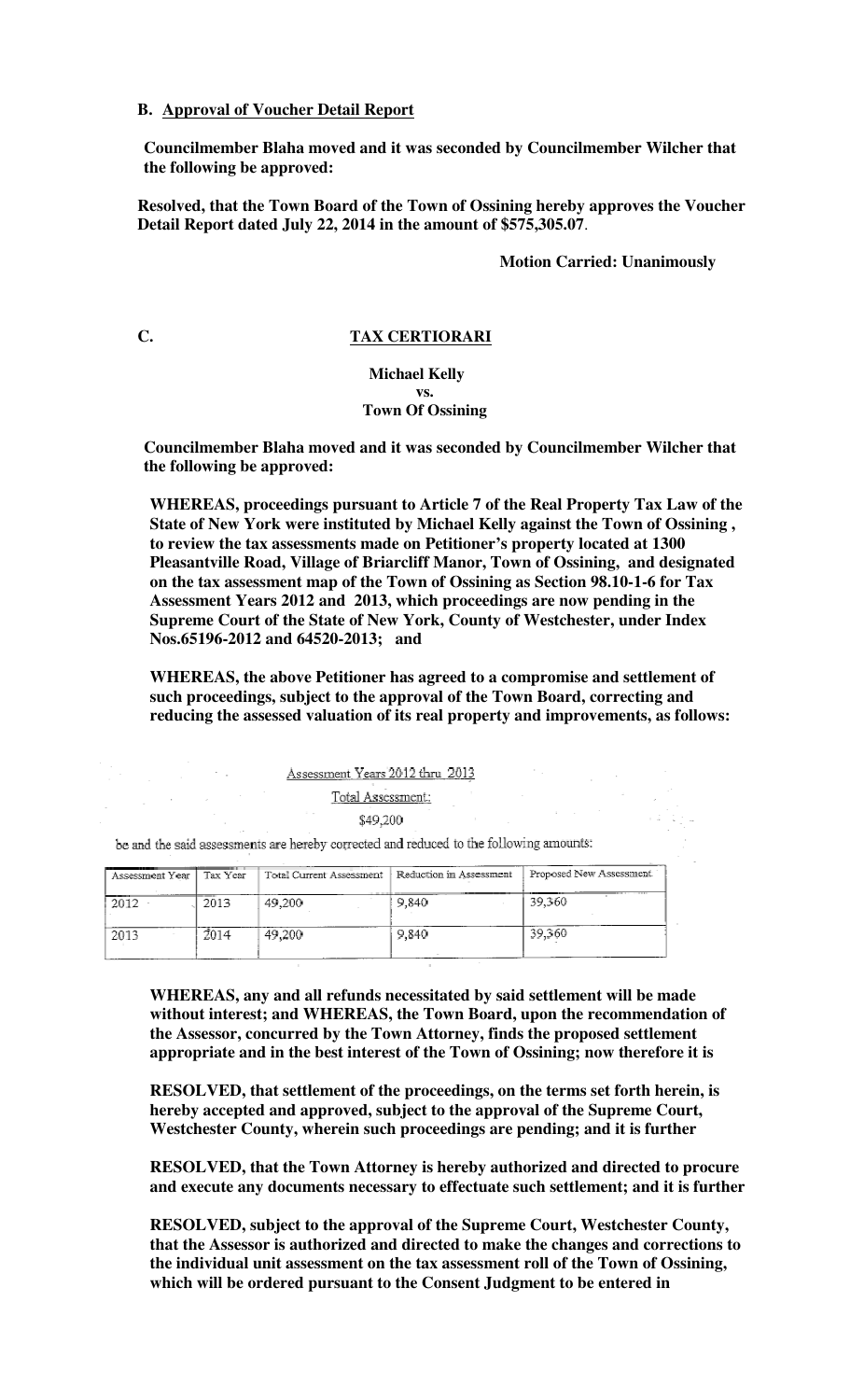**B. Approval of Voucher Detail Report**

**Councilmember Blaha moved and it was seconded by Councilmember Wilcher that the following be approved:**

**Resolved, that the Town Board of the Town of Ossining hereby approves the Voucher Detail Report dated July 22, 2014 in the amount of $575,305.07**.

**Motion Carried: Unanimously**

**C. TAX CERTIORARI**

**Michael Kelly**
**vs.**
**Town Of Ossining**

**Councilmember Blaha moved and it was seconded by Councilmember Wilcher that the following be approved:**

**WHEREAS, proceedings pursuant to Article 7 of the Real Property Tax Law of the State of New York were instituted by Michael Kelly against the Town of Ossining , to review the tax assessments made on Petitioner's property located at 1300 Pleasantville Road, Village of Briarcliff Manor, Town of Ossining, and designated on the tax assessment map of the Town of Ossining as Section 98.10-1-6 for Tax Assessment Years 2012 and 2013, which proceedings are now pending in the Supreme Court of the State of New York, County of Westchester, under Index Nos.65196-2012 and 64520-2013; and**

**WHEREAS, the above Petitioner has agreed to a compromise and settlement of such proceedings, subject to the approval of the Town Board, correcting and reducing the assessed valuation of its real property and improvements, as follows:**

Assessment Years 2012 thru 2013

Total Assessment:

$49,200

be and the said assessments are hereby corrected and reduced to the following amounts:

| Assessment Year | Tax Year | Total Current Assessment | Reduction in Assessment | Proposed New Assessment |
|---|---|---|---|---|
| 2012 | 2013 | 49,200 | 9,840 | 39,360 |
| 2013 | 2014 | 49,200 | 9,840 | 39,360 |

**WHEREAS, any and all refunds necessitated by said settlement will be made without interest; and WHEREAS, the Town Board, upon the recommendation of the Assessor, concurred by the Town Attorney, finds the proposed settlement appropriate and in the best interest of the Town of Ossining; now therefore it is**

**RESOLVED, that settlement of the proceedings, on the terms set forth herein, is hereby accepted and approved, subject to the approval of the Supreme Court, Westchester County, wherein such proceedings are pending; and it is further**

**RESOLVED, that the Town Attorney is hereby authorized and directed to procure and execute any documents necessary to effectuate such settlement; and it is further**

**RESOLVED, subject to the approval of the Supreme Court, Westchester County, that the Assessor is authorized and directed to make the changes and corrections to the individual unit assessment on the tax assessment roll of the Town of Ossining, which will be ordered pursuant to the Consent Judgment to be entered in**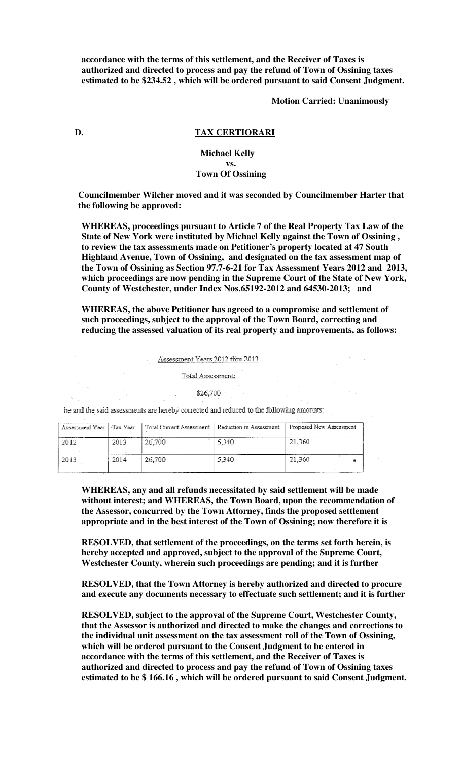**accordance with the terms of this settlement, and the Receiver of Taxes is authorized and directed to process and pay the refund of Town of Ossining taxes estimated to be $234.52 , which will be ordered pursuant to said Consent Judgment.**

**Motion Carried: Unanimously**

**D. TAX CERTIORARI**

**Michael Kelly**
**vs.**
**Town Of Ossining**

**Councilmember Wilcher moved and it was seconded by Councilmember Harter that the following be approved:**

**WHEREAS, proceedings pursuant to Article 7 of the Real Property Tax Law of the State of New York were instituted by Michael Kelly against the Town of Ossining , to review the tax assessments made on Petitioner's property located at 47 South Highland Avenue, Town of Ossining, and designated on the tax assessment map of the Town of Ossining as Section 97.7-6-21 for Tax Assessment Years 2012 and 2013, which proceedings are now pending in the Supreme Court of the State of New York, County of Westchester, under Index Nos.65192-2012 and 64530-2013; and**

**WHEREAS, the above Petitioner has agreed to a compromise and settlement of such proceedings, subject to the approval of the Town Board, correcting and reducing the assessed valuation of its real property and improvements, as follows:**

Assessment Years 2012 thru 2013

Total Assessment:

$26,700

be and the said assessments are hereby corrected and reduced to the following amounts:

| Assessment Year | Tax Year | Total Current Assessment | Reduction in Assessment | Proposed New Assessment |
|---|---|---|---|---|
| 2012 | 2013 | 26,700 | 5,340 | 21,360 |
| 2013 | 2014 | 26,700 | 5,340 | 21,360 |

**WHEREAS, any and all refunds necessitated by said settlement will be made without interest; and WHEREAS, the Town Board, upon the recommendation of the Assessor, concurred by the Town Attorney, finds the proposed settlement appropriate and in the best interest of the Town of Ossining; now therefore it is**

**RESOLVED, that settlement of the proceedings, on the terms set forth herein, is hereby accepted and approved, subject to the approval of the Supreme Court, Westchester County, wherein such proceedings are pending; and it is further**

**RESOLVED, that the Town Attorney is hereby authorized and directed to procure and execute any documents necessary to effectuate such settlement; and it is further**

**RESOLVED, subject to the approval of the Supreme Court, Westchester County, that the Assessor is authorized and directed to make the changes and corrections to the individual unit assessment on the tax assessment roll of the Town of Ossining, which will be ordered pursuant to the Consent Judgment to be entered in accordance with the terms of this settlement, and the Receiver of Taxes is authorized and directed to process and pay the refund of Town of Ossining taxes estimated to be $ 166.16 , which will be ordered pursuant to said Consent Judgment.**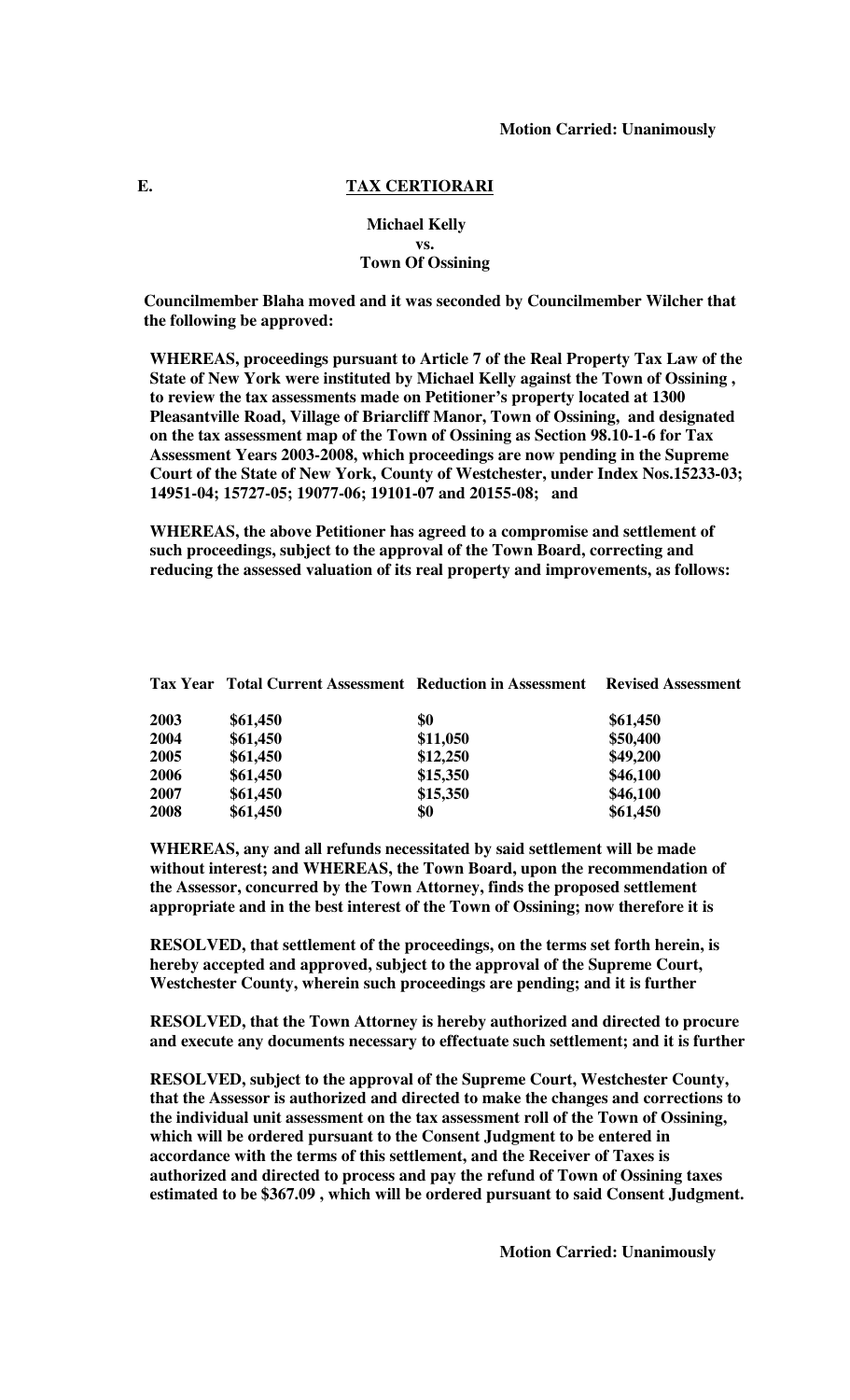**Motion Carried: Unanimously**

**E. TAX CERTIORARI**

**Michael Kelly**
**vs.**
**Town Of Ossining**

**Councilmember Blaha moved and it was seconded by Councilmember Wilcher that the following be approved:**

**WHEREAS, proceedings pursuant to Article 7 of the Real Property Tax Law of the State of New York were instituted by Michael Kelly against the Town of Ossining , to review the tax assessments made on Petitioner's property located at 1300 Pleasantville Road, Village of Briarcliff Manor, Town of Ossining, and designated on the tax assessment map of the Town of Ossining as Section 98.10-1-6 for Tax Assessment Years 2003-2008, which proceedings are now pending in the Supreme Court of the State of New York, County of Westchester, under Index Nos.15233-03; 14951-04; 15727-05; 19077-06; 19101-07 and 20155-08; and**

**WHEREAS, the above Petitioner has agreed to a compromise and settlement of such proceedings, subject to the approval of the Town Board, correcting and reducing the assessed valuation of its real property and improvements, as follows:**

| Tax Year | Total Current Assessment | Reduction in Assessment | Revised Assessment |
|---|---|---|---|
| 2003 | $61,450 | $0 | $61,450 |
| 2004 | $61,450 | $11,050 | $50,400 |
| 2005 | $61,450 | $12,250 | $49,200 |
| 2006 | $61,450 | $15,350 | $46,100 |
| 2007 | $61,450 | $15,350 | $46,100 |
| 2008 | $61,450 | $0 | $61,450 |

**WHEREAS, any and all refunds necessitated by said settlement will be made without interest; and WHEREAS, the Town Board, upon the recommendation of the Assessor, concurred by the Town Attorney, finds the proposed settlement appropriate and in the best interest of the Town of Ossining; now therefore it is**

**RESOLVED, that settlement of the proceedings, on the terms set forth herein, is hereby accepted and approved, subject to the approval of the Supreme Court, Westchester County, wherein such proceedings are pending; and it is further**

**RESOLVED, that the Town Attorney is hereby authorized and directed to procure and execute any documents necessary to effectuate such settlement; and it is further**

**RESOLVED, subject to the approval of the Supreme Court, Westchester County, that the Assessor is authorized and directed to make the changes and corrections to the individual unit assessment on the tax assessment roll of the Town of Ossining, which will be ordered pursuant to the Consent Judgment to be entered in accordance with the terms of this settlement, and the Receiver of Taxes is authorized and directed to process and pay the refund of Town of Ossining taxes estimated to be $367.09 , which will be ordered pursuant to said Consent Judgment.**

**Motion Carried: Unanimously**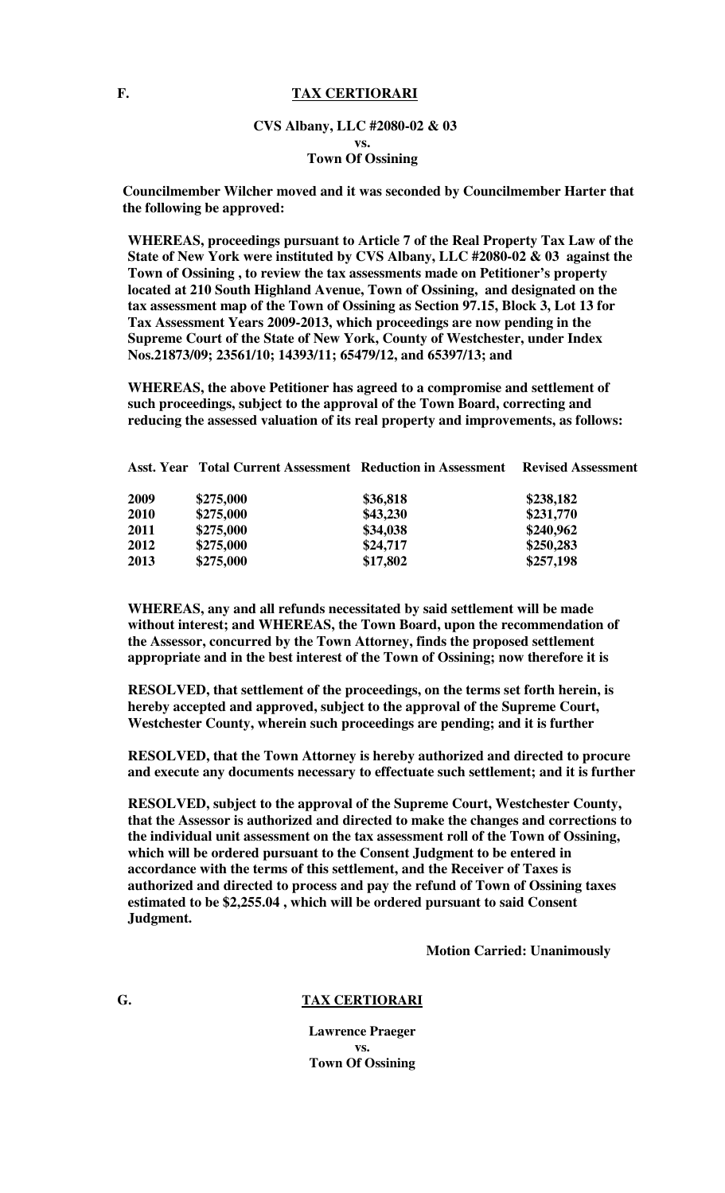**F. TAX CERTIORARI**

**CVS Albany, LLC #2080-02 & 03**
**vs.**
**Town Of Ossining**

**Councilmember Wilcher moved and it was seconded by Councilmember Harter that the following be approved:**

**WHEREAS, proceedings pursuant to Article 7 of the Real Property Tax Law of the State of New York were instituted by CVS Albany, LLC #2080-02 & 03 against the Town of Ossining , to review the tax assessments made on Petitioner's property located at 210 South Highland Avenue, Town of Ossining, and designated on the tax assessment map of the Town of Ossining as Section 97.15, Block 3, Lot 13 for Tax Assessment Years 2009-2013, which proceedings are now pending in the Supreme Court of the State of New York, County of Westchester, under Index Nos.21873/09; 23561/10; 14393/11; 65479/12, and 65397/13; and**

**WHEREAS, the above Petitioner has agreed to a compromise and settlement of such proceedings, subject to the approval of the Town Board, correcting and reducing the assessed valuation of its real property and improvements, as follows:**

| Asst. Year | Total Current Assessment | Reduction in Assessment | Revised Assessment |
|---|---|---|---|
| 2009 | $275,000 | $36,818 | $238,182 |
| 2010 | $275,000 | $43,230 | $231,770 |
| 2011 | $275,000 | $34,038 | $240,962 |
| 2012 | $275,000 | $24,717 | $250,283 |
| 2013 | $275,000 | $17,802 | $257,198 |

**WHEREAS, any and all refunds necessitated by said settlement will be made without interest; and WHEREAS, the Town Board, upon the recommendation of the Assessor, concurred by the Town Attorney, finds the proposed settlement appropriate and in the best interest of the Town of Ossining; now therefore it is**

**RESOLVED, that settlement of the proceedings, on the terms set forth herein, is hereby accepted and approved, subject to the approval of the Supreme Court, Westchester County, wherein such proceedings are pending; and it is further**

**RESOLVED, that the Town Attorney is hereby authorized and directed to procure and execute any documents necessary to effectuate such settlement; and it is further**

**RESOLVED, subject to the approval of the Supreme Court, Westchester County, that the Assessor is authorized and directed to make the changes and corrections to the individual unit assessment on the tax assessment roll of the Town of Ossining, which will be ordered pursuant to the Consent Judgment to be entered in accordance with the terms of this settlement, and the Receiver of Taxes is authorized and directed to process and pay the refund of Town of Ossining taxes estimated to be $2,255.04 , which will be ordered pursuant to said Consent Judgment.**

**Motion Carried: Unanimously**

**G. TAX CERTIORARI**

**Lawrence Praeger**
**vs.**
**Town Of Ossining**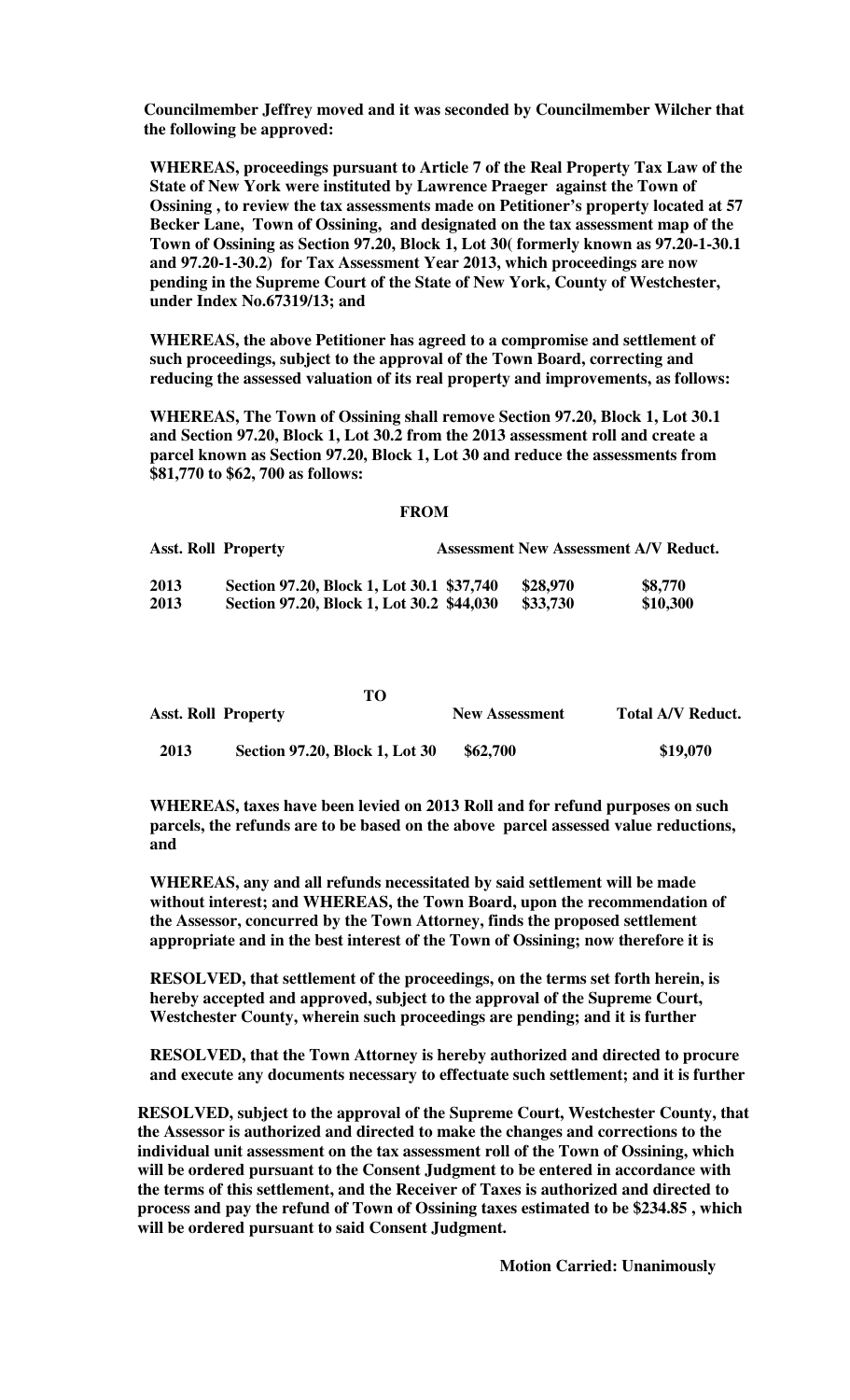**Councilmember Jeffrey moved and it was seconded by Councilmember Wilcher that the following be approved:**

**WHEREAS, proceedings pursuant to Article 7 of the Real Property Tax Law of the State of New York were instituted by Lawrence Praeger against the Town of Ossining , to review the tax assessments made on Petitioner's property located at 57 Becker Lane, Town of Ossining, and designated on the tax assessment map of the Town of Ossining as Section 97.20, Block 1, Lot 30( formerly known as 97.20-1-30.1 and 97.20-1-30.2) for Tax Assessment Year 2013, which proceedings are now pending in the Supreme Court of the State of New York, County of Westchester, under Index No.67319/13; and**

**WHEREAS, the above Petitioner has agreed to a compromise and settlement of such proceedings, subject to the approval of the Town Board, correcting and reducing the assessed valuation of its real property and improvements, as follows:**

**WHEREAS, The Town of Ossining shall remove Section 97.20, Block 1, Lot 30.1 and Section 97.20, Block 1, Lot 30.2 from the 2013 assessment roll and create a parcel known as Section 97.20, Block 1, Lot 30 and reduce the assessments from $81,770 to $62, 700 as follows:**

**FROM**

| Asst. Roll | Property | Assessment | New Assessment | A/V Reduct. |
|---|---|---|---|---|
| 2013 | Section 97.20, Block 1, Lot 30.1 | $37,740 | $28,970 | $8,770 |
| 2013 | Section 97.20, Block 1, Lot 30.2 | $44,030 | $33,730 | $10,300 |

**TO**

| Asst. Roll | Property | New Assessment | Total A/V Reduct. |
|---|---|---|---|
| 2013 | Section 97.20, Block 1, Lot 30 | $62,700 | $19,070 |

**WHEREAS, taxes have been levied on 2013 Roll and for refund purposes on such parcels, the refunds are to be based on the above parcel assessed value reductions, and**

**WHEREAS, any and all refunds necessitated by said settlement will be made without interest; and WHEREAS, the Town Board, upon the recommendation of the Assessor, concurred by the Town Attorney, finds the proposed settlement appropriate and in the best interest of the Town of Ossining; now therefore it is**

**RESOLVED, that settlement of the proceedings, on the terms set forth herein, is hereby accepted and approved, subject to the approval of the Supreme Court, Westchester County, wherein such proceedings are pending; and it is further**

**RESOLVED, that the Town Attorney is hereby authorized and directed to procure and execute any documents necessary to effectuate such settlement; and it is further**

**RESOLVED, subject to the approval of the Supreme Court, Westchester County, that the Assessor is authorized and directed to make the changes and corrections to the individual unit assessment on the tax assessment roll of the Town of Ossining, which will be ordered pursuant to the Consent Judgment to be entered in accordance with the terms of this settlement, and the Receiver of Taxes is authorized and directed to process and pay the refund of Town of Ossining taxes estimated to be $234.85 , which will be ordered pursuant to said Consent Judgment.**

**Motion Carried: Unanimously**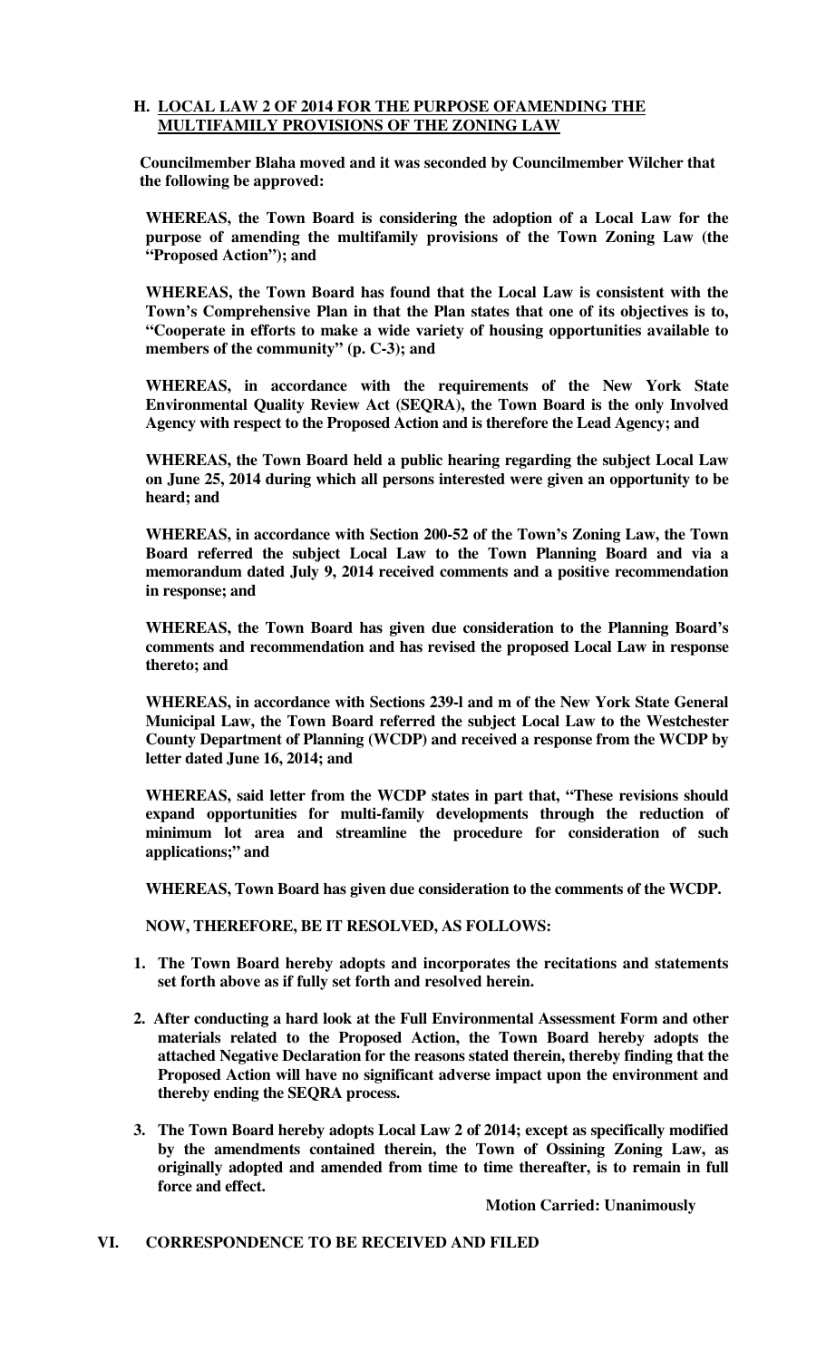**H. <u>LOCAL LAW 2 OF 2014 FOR THE PURPOSE OFAMENDING THE MULTIFAMILY PROVISIONS OF THE ZONING LAW</u>**

**Councilmember Blaha moved and it was seconded by Councilmember Wilcher that the following be approved:**

**WHEREAS, the Town Board is considering the adoption of a Local Law for the purpose of amending the multifamily provisions of the Town Zoning Law (the "Proposed Action"); and**

**WHEREAS, the Town Board has found that the Local Law is consistent with the Town's Comprehensive Plan in that the Plan states that one of its objectives is to, "Cooperate in efforts to make a wide variety of housing opportunities available to members of the community" (p. C-3); and**

**WHEREAS, in accordance with the requirements of the New York State Environmental Quality Review Act (SEQRA), the Town Board is the only Involved Agency with respect to the Proposed Action and is therefore the Lead Agency; and**

**WHEREAS, the Town Board held a public hearing regarding the subject Local Law on June 25, 2014 during which all persons interested were given an opportunity to be heard; and**

**WHEREAS, in accordance with Section 200-52 of the Town's Zoning Law, the Town Board referred the subject Local Law to the Town Planning Board and via a memorandum dated July 9, 2014 received comments and a positive recommendation in response; and**

**WHEREAS, the Town Board has given due consideration to the Planning Board's comments and recommendation and has revised the proposed Local Law in response thereto; and**

**WHEREAS, in accordance with Sections 239-l and m of the New York State General Municipal Law, the Town Board referred the subject Local Law to the Westchester County Department of Planning (WCDP) and received a response from the WCDP by letter dated June 16, 2014; and**

**WHEREAS, said letter from the WCDP states in part that, "These revisions should expand opportunities for multi-family developments through the reduction of minimum lot area and streamline the procedure for consideration of such applications;" and**

**WHEREAS, Town Board has given due consideration to the comments of the WCDP.**

**NOW, THEREFORE, BE IT RESOLVED, AS FOLLOWS:**

1. **The Town Board hereby adopts and incorporates the recitations and statements set forth above as if fully set forth and resolved herein.**
2. **After conducting a hard look at the Full Environmental Assessment Form and other materials related to the Proposed Action, the Town Board hereby adopts the attached Negative Declaration for the reasons stated therein, thereby finding that the Proposed Action will have no significant adverse impact upon the environment and thereby ending the SEQRA process.**
3. **The Town Board hereby adopts Local Law 2 of 2014; except as specifically modified by the amendments contained therein, the Town of Ossining Zoning Law, as originally adopted and amended from time to time thereafter, is to remain in full force and effect.**

**Motion Carried: Unanimously**

## VI. CORRESPONDENCE TO BE RECEIVED AND FILED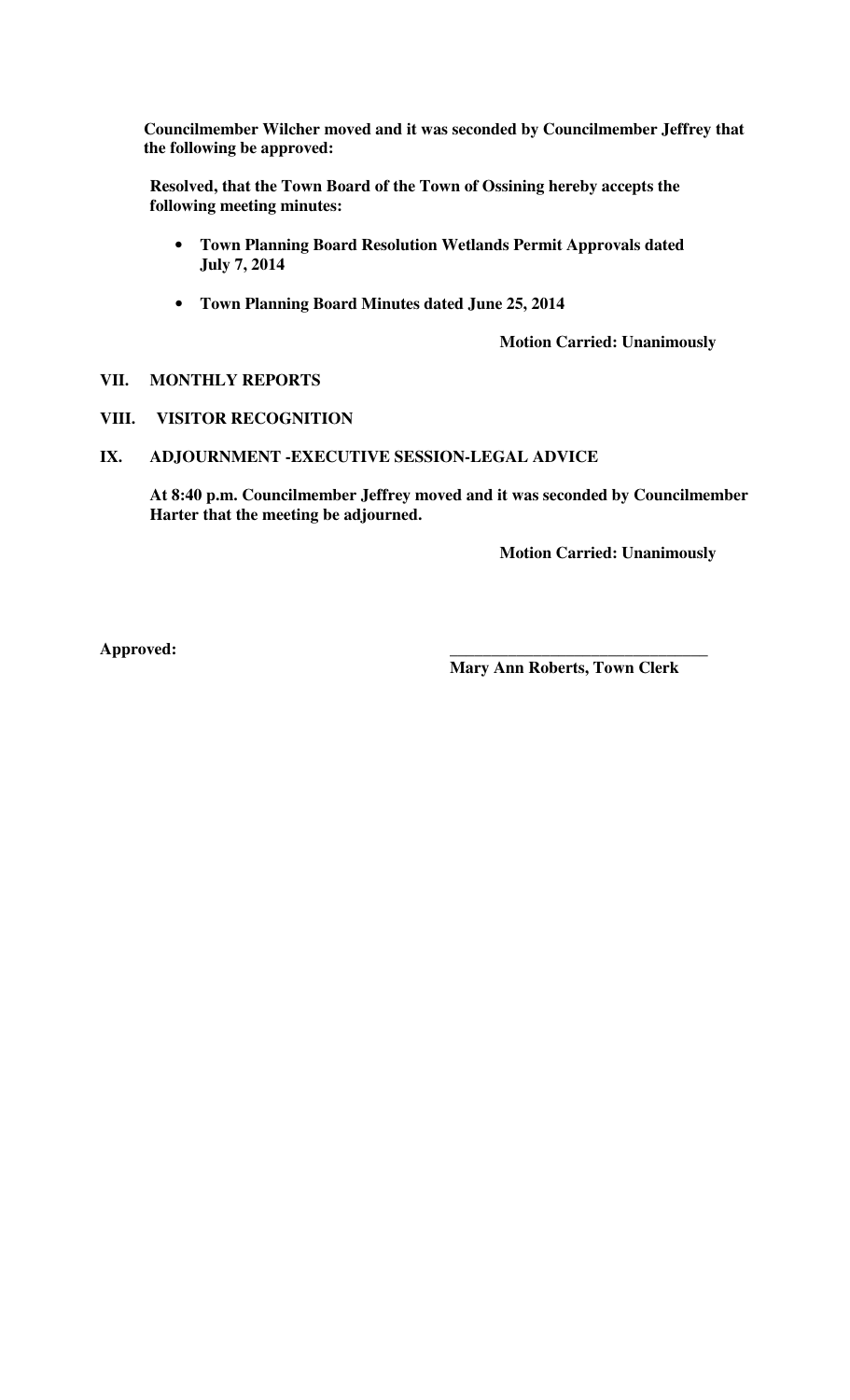**Councilmember Wilcher moved and it was seconded by Councilmember Jeffrey that the following be approved:**

**Resolved, that the Town Board of the Town of Ossining hereby accepts the following meeting minutes:**

- **Town Planning Board Resolution Wetlands Permit Approvals dated July 7, 2014**
- **Town Planning Board Minutes dated June 25, 2014**

**Motion Carried: Unanimously**

## VII. MONTHLY REPORTS

## VIII. VISITOR RECOGNITION

## IX. ADJOURNMENT -EXECUTIVE SESSION-LEGAL ADVICE

**At 8:40 p.m. Councilmember Jeffrey moved and it was seconded by Councilmember Harter that the meeting be adjourned.**

**Motion Carried: Unanimously**

**Approved:** \_\_\_\_\_\_\_\_\_\_\_\_\_\_\_\_\_\_\_\_\_\_\_\_\_\_\_\_\_\_\_

**Mary Ann Roberts, Town Clerk**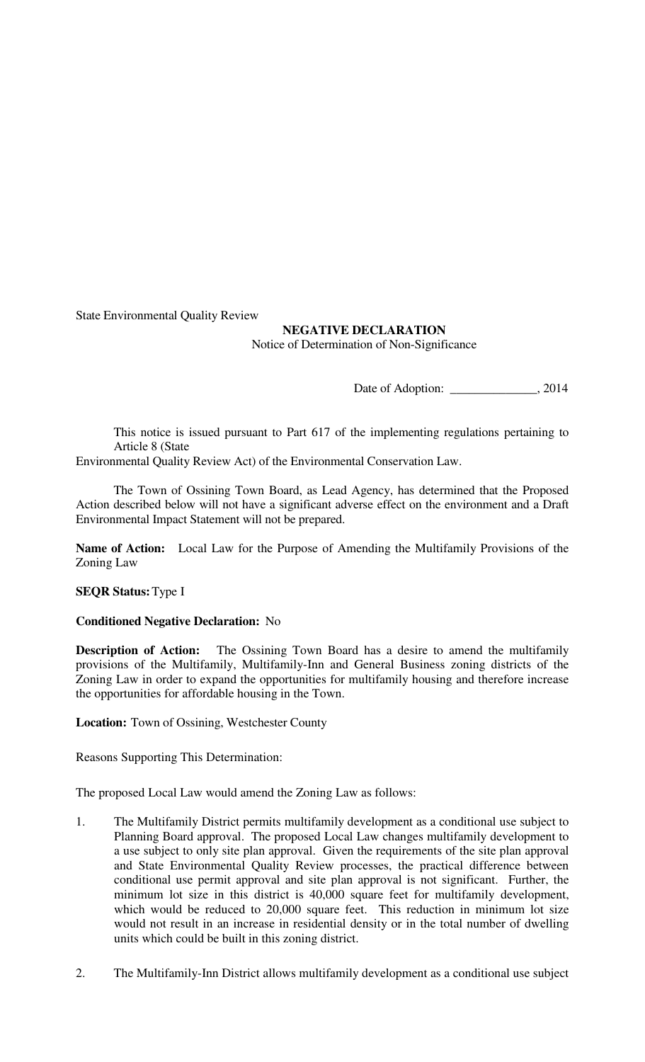State Environmental Quality Review

**NEGATIVE DECLARATION**

Notice of Determination of Non-Significance

Date of Adoption: ______________, 2014

This notice is issued pursuant to Part 617 of the implementing regulations pertaining to Article 8 (State Environmental Quality Review Act) of the Environmental Conservation Law.

The Town of Ossining Town Board, as Lead Agency, has determined that the Proposed Action described below will not have a significant adverse effect on the environment and a Draft Environmental Impact Statement will not be prepared.

**Name of Action:** Local Law for the Purpose of Amending the Multifamily Provisions of the Zoning Law

**SEQR Status:** Type I

**Conditioned Negative Declaration:** No

**Description of Action:** The Ossining Town Board has a desire to amend the multifamily provisions of the Multifamily, Multifamily-Inn and General Business zoning districts of the Zoning Law in order to expand the opportunities for multifamily housing and therefore increase the opportunities for affordable housing in the Town.

**Location:** Town of Ossining, Westchester County

Reasons Supporting This Determination:

The proposed Local Law would amend the Zoning Law as follows:

1. The Multifamily District permits multifamily development as a conditional use subject to Planning Board approval. The proposed Local Law changes multifamily development to a use subject to only site plan approval. Given the requirements of the site plan approval and State Environmental Quality Review processes, the practical difference between conditional use permit approval and site plan approval is not significant. Further, the minimum lot size in this district is 40,000 square feet for multifamily development, which would be reduced to 20,000 square feet. This reduction in minimum lot size would not result in an increase in residential density or in the total number of dwelling units which could be built in this zoning district.

2. The Multifamily-Inn District allows multifamily development as a conditional use subject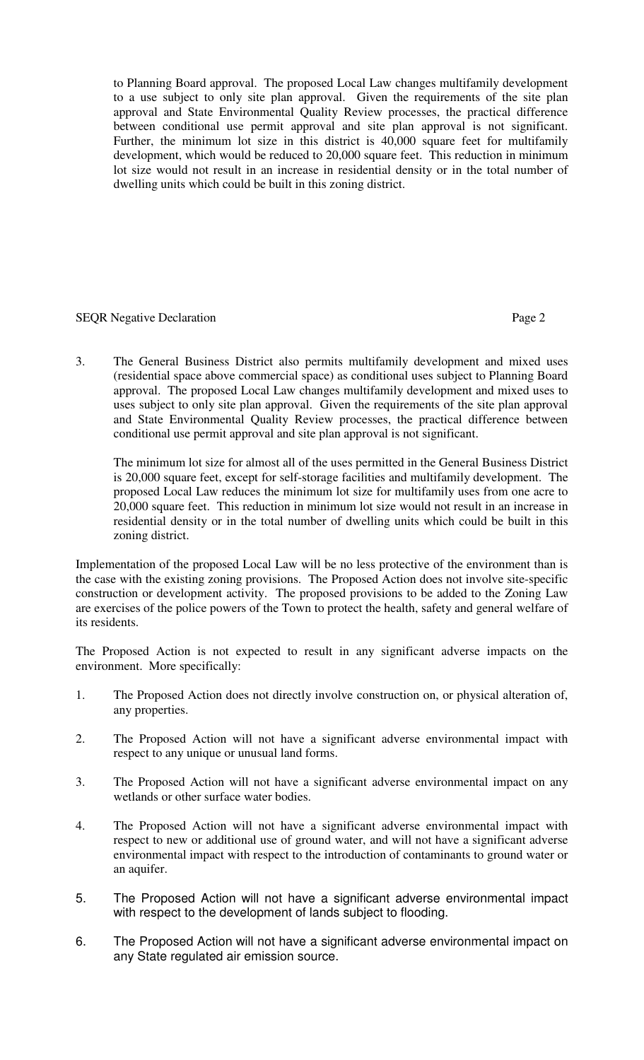to Planning Board approval. The proposed Local Law changes multifamily development to a use subject to only site plan approval. Given the requirements of the site plan approval and State Environmental Quality Review processes, the practical difference between conditional use permit approval and site plan approval is not significant. Further, the minimum lot size in this district is 40,000 square feet for multifamily development, which would be reduced to 20,000 square feet. This reduction in minimum lot size would not result in an increase in residential density or in the total number of dwelling units which could be built in this zoning district.

3. The General Business District also permits multifamily development and mixed uses (residential space above commercial space) as conditional uses subject to Planning Board approval. The proposed Local Law changes multifamily development and mixed uses to uses subject to only site plan approval. Given the requirements of the site plan approval and State Environmental Quality Review processes, the practical difference between conditional use permit approval and site plan approval is not significant.

   The minimum lot size for almost all of the uses permitted in the General Business District is 20,000 square feet, except for self-storage facilities and multifamily development. The proposed Local Law reduces the minimum lot size for multifamily uses from one acre to 20,000 square feet. This reduction in minimum lot size would not result in an increase in residential density or in the total number of dwelling units which could be built in this zoning district.

Implementation of the proposed Local Law will be no less protective of the environment than is the case with the existing zoning provisions. The Proposed Action does not involve site-specific construction or development activity. The proposed provisions to be added to the Zoning Law are exercises of the police powers of the Town to protect the health, safety and general welfare of its residents.

The Proposed Action is not expected to result in any significant adverse impacts on the environment. More specifically:

1. The Proposed Action does not directly involve construction on, or physical alteration of, any properties.

2. The Proposed Action will not have a significant adverse environmental impact with respect to any unique or unusual land forms.

3. The Proposed Action will not have a significant adverse environmental impact on any wetlands or other surface water bodies.

4. The Proposed Action will not have a significant adverse environmental impact with respect to new or additional use of ground water, and will not have a significant adverse environmental impact with respect to the introduction of contaminants to ground water or an aquifer.

5. The Proposed Action will not have a significant adverse environmental impact with respect to the development of lands subject to flooding.

6. The Proposed Action will not have a significant adverse environmental impact on any State regulated air emission source.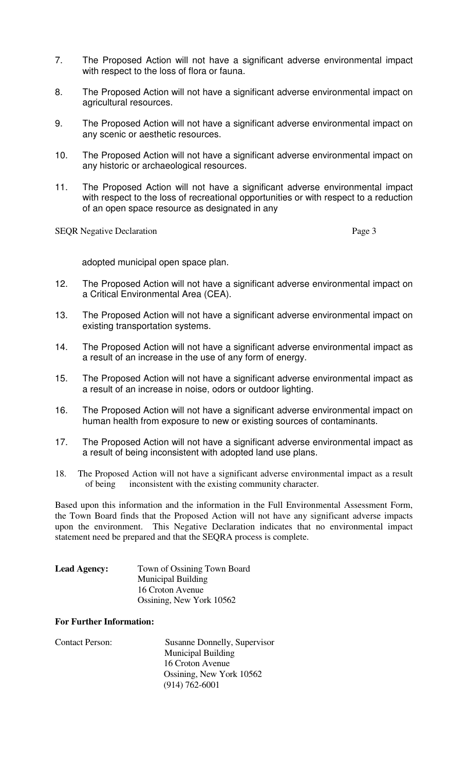7. The Proposed Action will not have a significant adverse environmental impact with respect to the loss of flora or fauna.

8. The Proposed Action will not have a significant adverse environmental impact on agricultural resources.

9. The Proposed Action will not have a significant adverse environmental impact on any scenic or aesthetic resources.

10. The Proposed Action will not have a significant adverse environmental impact on any historic or archaeological resources.

11. The Proposed Action will not have a significant adverse environmental impact with respect to the loss of recreational opportunities or with respect to a reduction of an open space resource as designated in any adopted municipal open space plan.

12. The Proposed Action will not have a significant adverse environmental impact on a Critical Environmental Area (CEA).

13. The Proposed Action will not have a significant adverse environmental impact on existing transportation systems.

14. The Proposed Action will not have a significant adverse environmental impact as a result of an increase in the use of any form of energy.

15. The Proposed Action will not have a significant adverse environmental impact as a result of an increase in noise, odors or outdoor lighting.

16. The Proposed Action will not have a significant adverse environmental impact on human health from exposure to new or existing sources of contaminants.

17. The Proposed Action will not have a significant adverse environmental impact as a result of being inconsistent with adopted land use plans.

18. The Proposed Action will not have a significant adverse environmental impact as a result of being inconsistent with the existing community character.

Based upon this information and the information in the Full Environmental Assessment Form, the Town Board finds that the Proposed Action will not have any significant adverse impacts upon the environment. This Negative Declaration indicates that no environmental impact statement need be prepared and that the SEQRA process is complete.

**Lead Agency:** Town of Ossining Town Board
Municipal Building
16 Croton Avenue
Ossining, New York 10562

**For Further Information:**

Contact Person: Susanne Donnelly, Supervisor
Municipal Building
16 Croton Avenue
Ossining, New York 10562
(914) 762-6001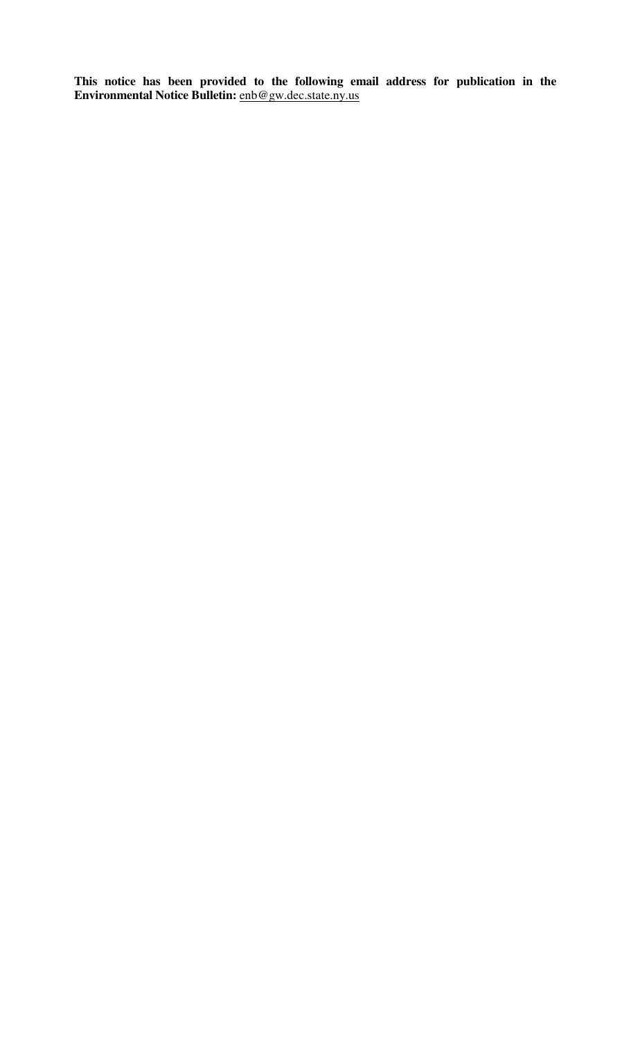**This notice has been provided to the following email address for publication in the Environmental Notice Bulletin:** enb@gw.dec.state.ny.us